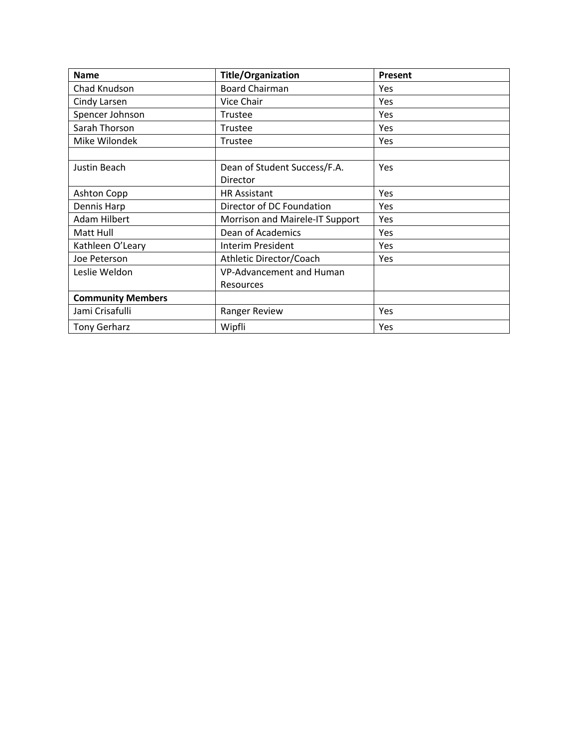| Name | Title/Organization | Present |
| --- | --- | --- |
| Chad Knudson | Board Chairman | Yes |
| Cindy Larsen | Vice Chair | Yes |
| Spencer Johnson | Trustee | Yes |
| Sarah Thorson | Trustee | Yes |
| Mike Wilondek | Trustee | Yes |
| | | |
| Justin Beach | Dean of Student Success/F.A. Director | Yes |
| Ashton Copp | HR Assistant | Yes |
| Dennis Harp | Director of DC Foundation | Yes |
| Adam Hilbert | Morrison and Mairele-IT Support | Yes |
| Matt Hull | Dean of Academics | Yes |
| Kathleen O'Leary | Interim President | Yes |
| Joe Peterson | Athletic Director/Coach | Yes |
| Leslie Weldon | VP-Advancement and Human Resources | |
| **Community Members** | | |
| Jami Crisafulli | Ranger Review | Yes |
| Tony Gerharz | Wipfli | Yes |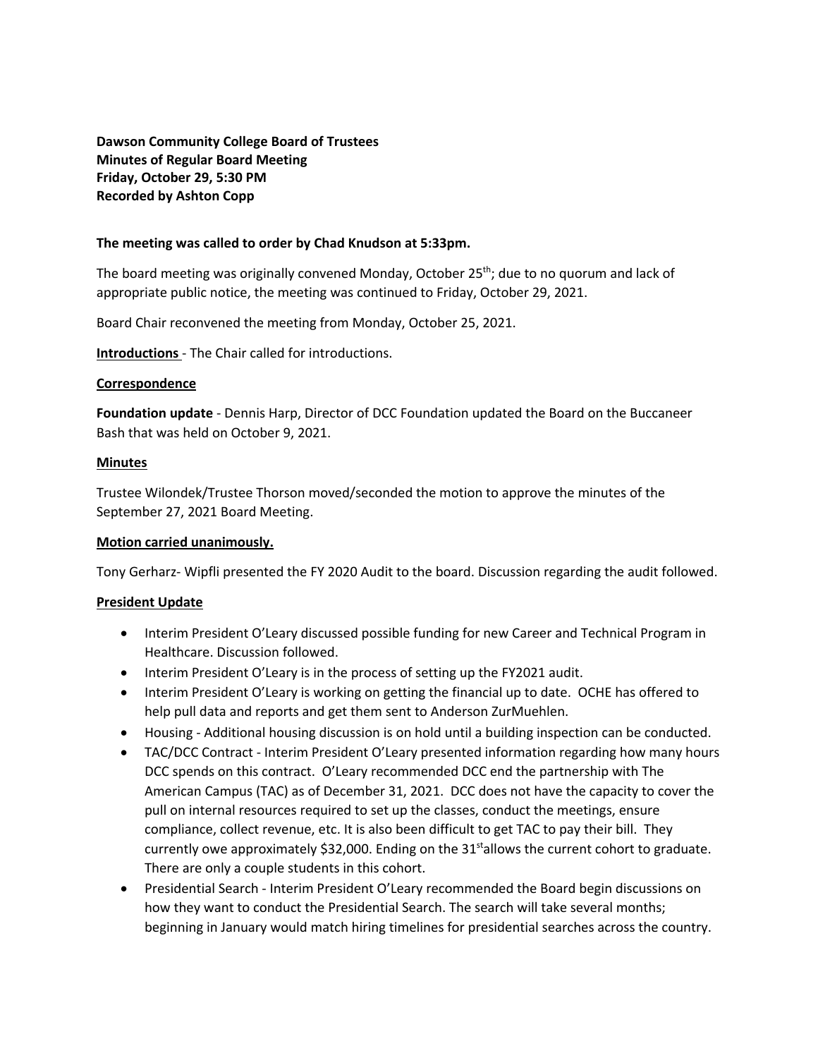**Dawson Community College Board of Trustees**
**Minutes of Regular Board Meeting**
**Friday, October 29, 5:30 PM**
**Recorded by Ashton Copp**

**The meeting was called to order by Chad Knudson at 5:33pm.**

The board meeting was originally convened Monday, October 25th; due to no quorum and lack of appropriate public notice, the meeting was continued to Friday, October 29, 2021.

Board Chair reconvened the meeting from Monday, October 25, 2021.

**Introductions** - The Chair called for introductions.

**Correspondence**

**Foundation update** - Dennis Harp, Director of DCC Foundation updated the Board on the Buccaneer Bash that was held on October 9, 2021.

**Minutes**

Trustee Wilondek/Trustee Thorson moved/seconded the motion to approve the minutes of the September 27, 2021 Board Meeting.

**Motion carried unanimously.**

Tony Gerharz- Wipfli presented the FY 2020 Audit to the board. Discussion regarding the audit followed.

**President Update**

- Interim President O'Leary discussed possible funding for new Career and Technical Program in Healthcare. Discussion followed.
- Interim President O'Leary is in the process of setting up the FY2021 audit.
- Interim President O'Leary is working on getting the financial up to date. OCHE has offered to help pull data and reports and get them sent to Anderson ZurMuehlen.
- Housing - Additional housing discussion is on hold until a building inspection can be conducted.
- TAC/DCC Contract - Interim President O'Leary presented information regarding how many hours DCC spends on this contract. O'Leary recommended DCC end the partnership with The American Campus (TAC) as of December 31, 2021. DCC does not have the capacity to cover the pull on internal resources required to set up the classes, conduct the meetings, ensure compliance, collect revenue, etc. It is also been difficult to get TAC to pay their bill. They currently owe approximately $32,000. Ending on the 31st allows the current cohort to graduate. There are only a couple students in this cohort.
- Presidential Search - Interim President O'Leary recommended the Board begin discussions on how they want to conduct the Presidential Search. The search will take several months; beginning in January would match hiring timelines for presidential searches across the country.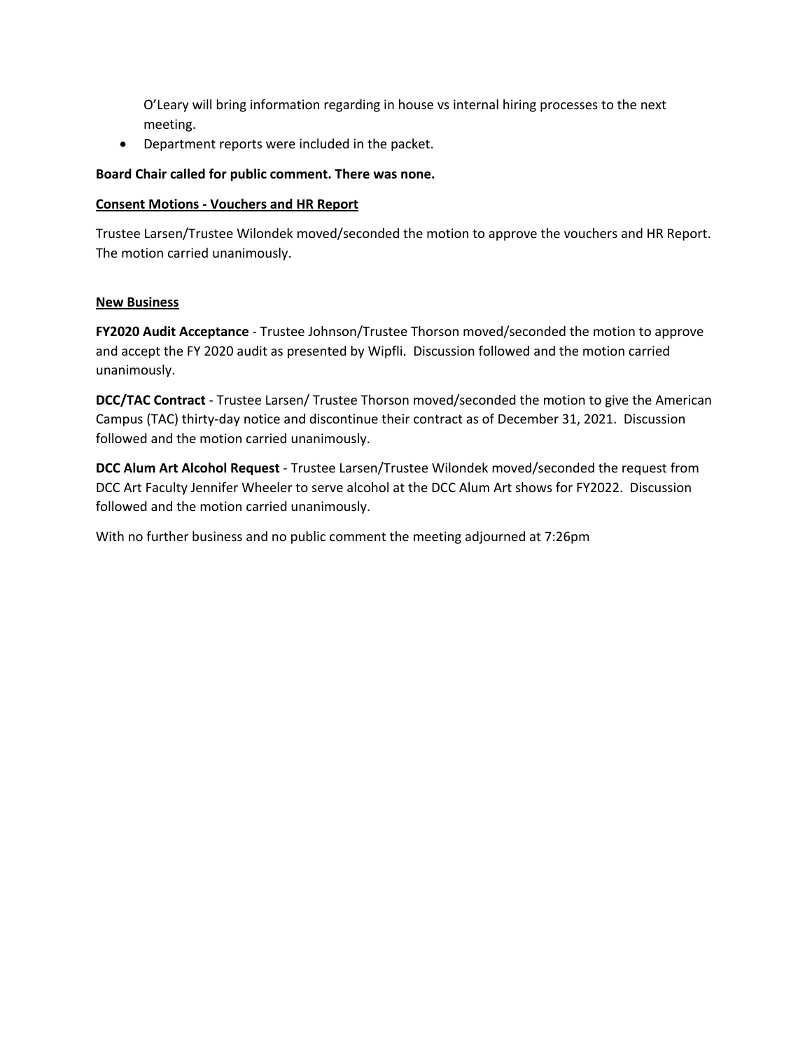O'Leary will bring information regarding in house vs internal hiring processes to the next meeting.

- Department reports were included in the packet.

**Board Chair called for public comment. There was none.**

**Consent Motions - Vouchers and HR Report**

Trustee Larsen/Trustee Wilondek moved/seconded the motion to approve the vouchers and HR Report. The motion carried unanimously.

**New Business**

**FY2020 Audit Acceptance** - Trustee Johnson/Trustee Thorson moved/seconded the motion to approve and accept the FY 2020 audit as presented by Wipfli. Discussion followed and the motion carried unanimously.

**DCC/TAC Contract** - Trustee Larsen/ Trustee Thorson moved/seconded the motion to give the American Campus (TAC) thirty-day notice and discontinue their contract as of December 31, 2021. Discussion followed and the motion carried unanimously.

**DCC Alum Art Alcohol Request** - Trustee Larsen/Trustee Wilondek moved/seconded the request from DCC Art Faculty Jennifer Wheeler to serve alcohol at the DCC Alum Art shows for FY2022. Discussion followed and the motion carried unanimously.

With no further business and no public comment the meeting adjourned at 7:26pm